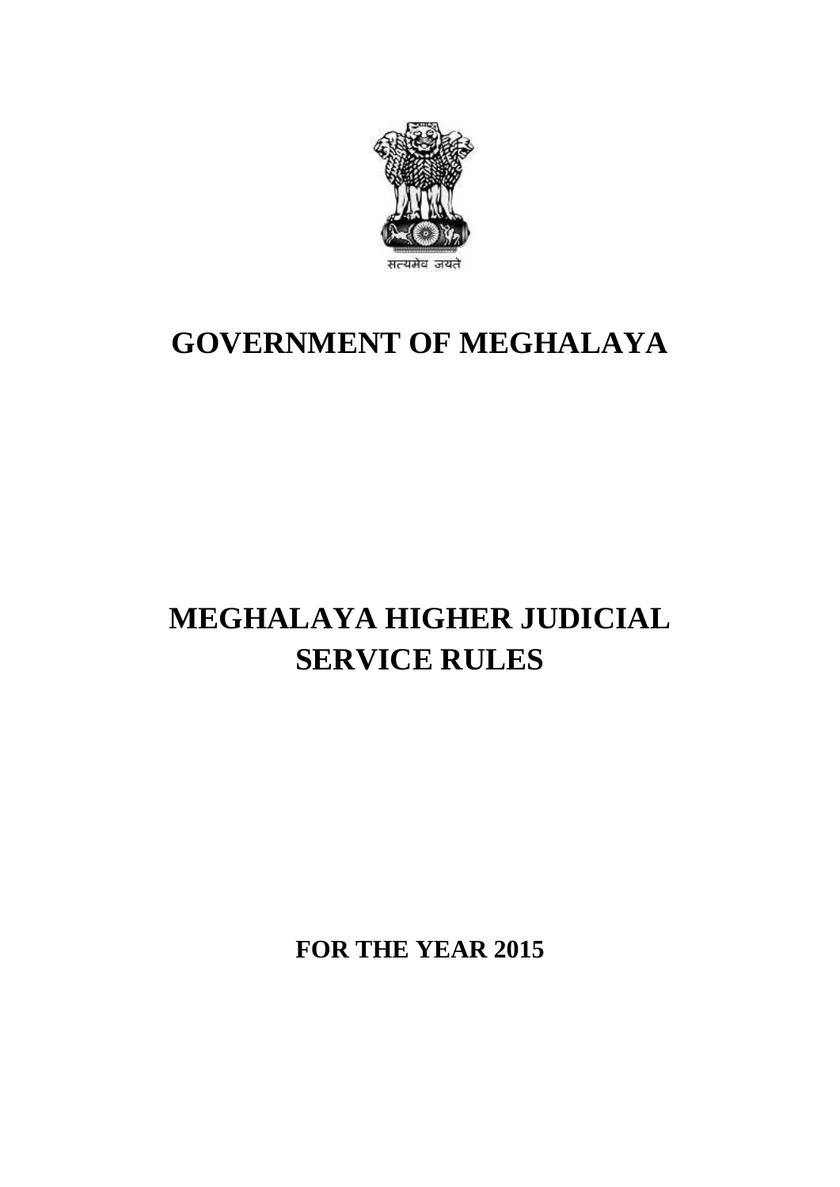सत्यमेव जयते

# GOVERNMENT OF MEGHALAYA

# MEGHALAYA HIGHER JUDICIAL SERVICE RULES

**FOR THE YEAR 2015**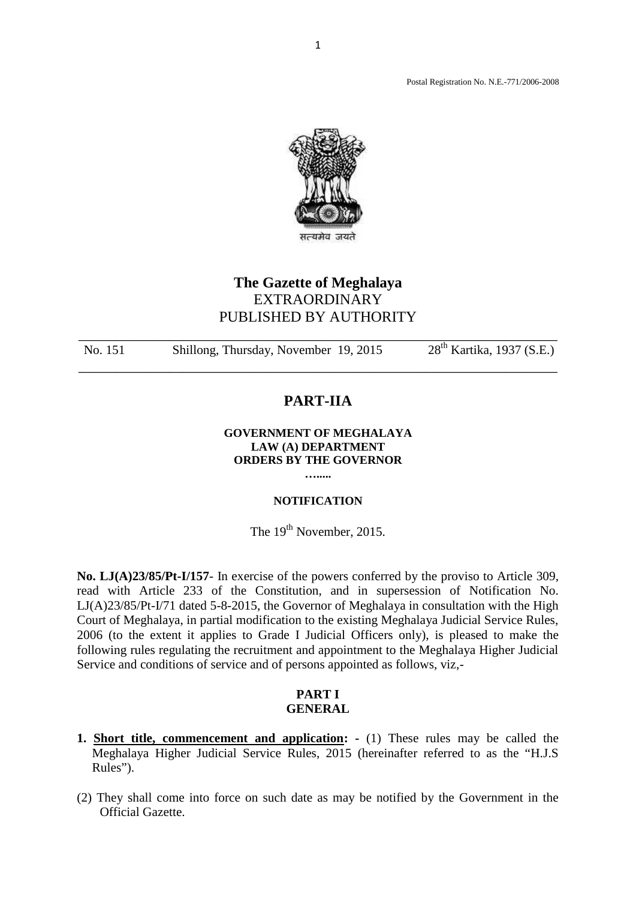Postal Registration No. N.E.-771/2006-2008

# The Gazette of Meghalaya
EXTRAORDINARY
PUBLISHED BY AUTHORITY

| No. 151 | Shillong, Thursday, November 19, 2015 | 28th Kartika, 1937 (S.E.) |
|---|---|---|

## PART-IIA

**GOVERNMENT OF MEGHALAYA**
**LAW (A) DEPARTMENT**
**ORDERS BY THE GOVERNOR**
**…......**

**NOTIFICATION**

The 19th November, 2015.

**No. LJ(A)23/85/Pt-I/157**- In exercise of the powers conferred by the proviso to Article 309, read with Article 233 of the Constitution, and in supersession of Notification No. LJ(A)23/85/Pt-I/71 dated 5-8-2015, the Governor of Meghalaya in consultation with the High Court of Meghalaya, in partial modification to the existing Meghalaya Judicial Service Rules, 2006 (to the extent it applies to Grade I Judicial Officers only), is pleased to make the following rules regulating the recruitment and appointment to the Meghalaya Higher Judicial Service and conditions of service and of persons appointed as follows, viz,-

### PART I
### GENERAL

**1. Short title, commencement and application: -** (1) These rules may be called the Meghalaya Higher Judicial Service Rules, 2015 (hereinafter referred to as the "H.J.S Rules").

(2) They shall come into force on such date as may be notified by the Government in the Official Gazette.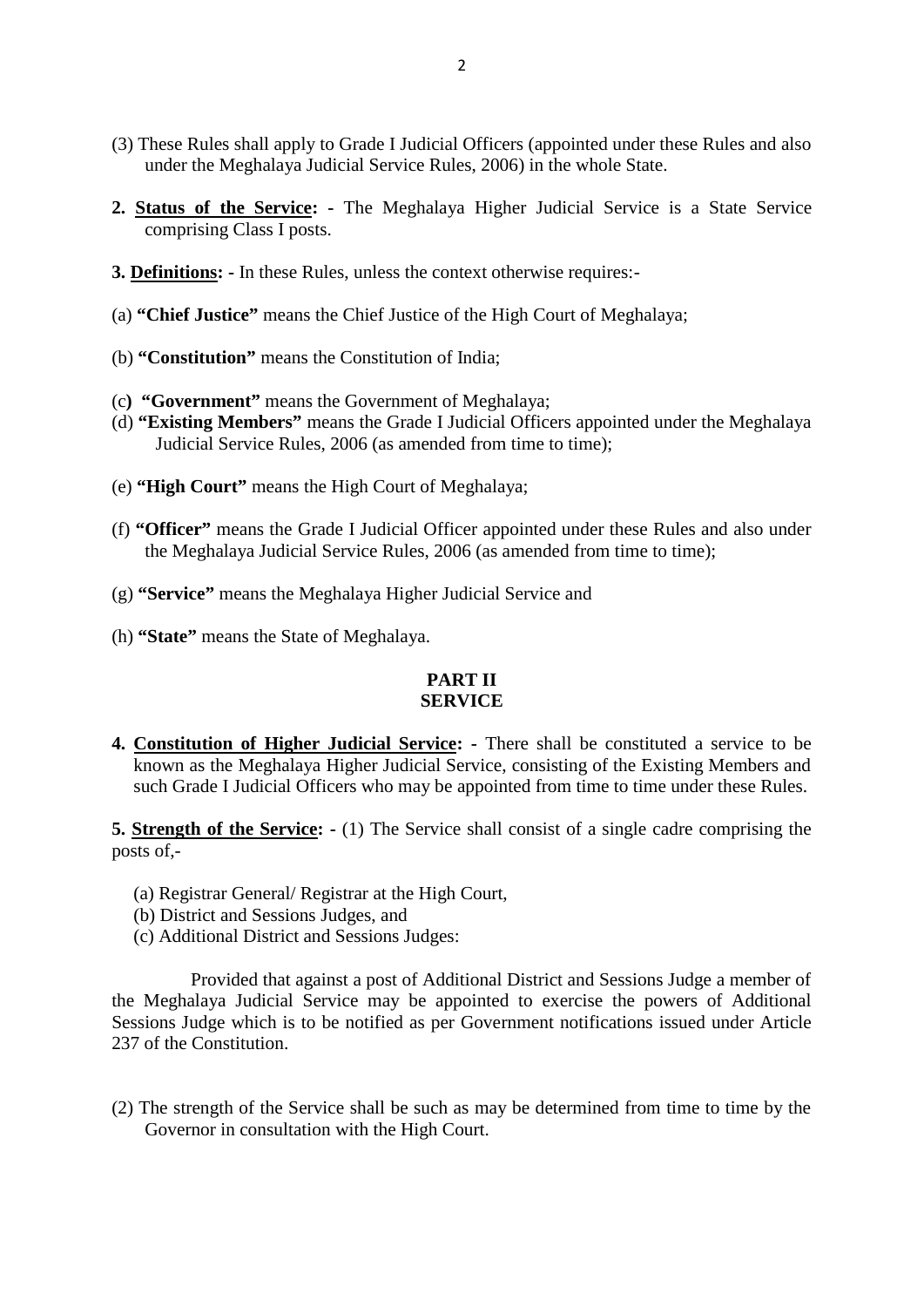(3) These Rules shall apply to Grade I Judicial Officers (appointed under these Rules and also under the Meghalaya Judicial Service Rules, 2006) in the whole State.

**2. Status of the Service: -** The Meghalaya Higher Judicial Service is a State Service comprising Class I posts.

**3. Definitions: -** In these Rules, unless the context otherwise requires:-

(a) **"Chief Justice"** means the Chief Justice of the High Court of Meghalaya;

(b) **"Constitution"** means the Constitution of India;

(c) **"Government"** means the Government of Meghalaya;

(d) **"Existing Members"** means the Grade I Judicial Officers appointed under the Meghalaya Judicial Service Rules, 2006 (as amended from time to time);

(e) **"High Court"** means the High Court of Meghalaya;

(f) **"Officer"** means the Grade I Judicial Officer appointed under these Rules and also under the Meghalaya Judicial Service Rules, 2006 (as amended from time to time);

(g) **"Service"** means the Meghalaya Higher Judicial Service and

(h) **"State"** means the State of Meghalaya.

## PART II
## SERVICE

**4. Constitution of Higher Judicial Service: -** There shall be constituted a service to be known as the Meghalaya Higher Judicial Service, consisting of the Existing Members and such Grade I Judicial Officers who may be appointed from time to time under these Rules.

**5. Strength of the Service: -** (1) The Service shall consist of a single cadre comprising the posts of,-

(a) Registrar General/ Registrar at the High Court,
(b) District and Sessions Judges, and
(c) Additional District and Sessions Judges:

Provided that against a post of Additional District and Sessions Judge a member of the Meghalaya Judicial Service may be appointed to exercise the powers of Additional Sessions Judge which is to be notified as per Government notifications issued under Article 237 of the Constitution.

(2) The strength of the Service shall be such as may be determined from time to time by the Governor in consultation with the High Court.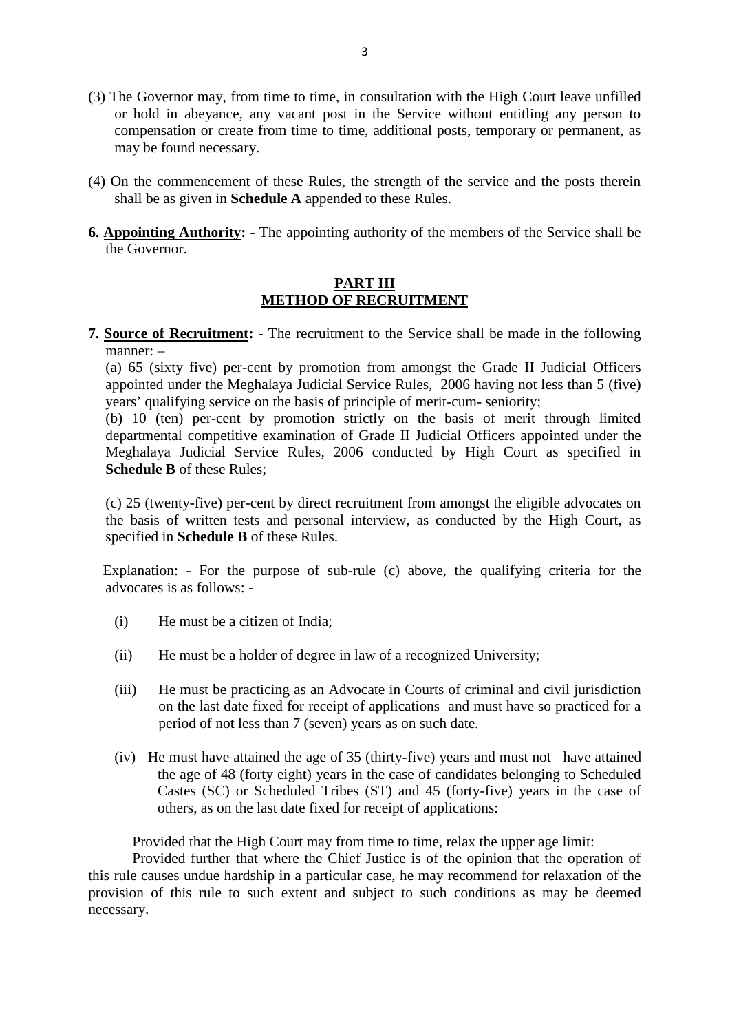(3) The Governor may, from time to time, in consultation with the High Court leave unfilled or hold in abeyance, any vacant post in the Service without entitling any person to compensation or create from time to time, additional posts, temporary or permanent, as may be found necessary.

(4) On the commencement of these Rules, the strength of the service and the posts therein shall be as given in **Schedule A** appended to these Rules.

**6. Appointing Authority: -** The appointing authority of the members of the Service shall be the Governor.

## PART III
## METHOD OF RECRUITMENT

**7. Source of Recruitment: -** The recruitment to the Service shall be made in the following manner: –

(a) 65 (sixty five) per-cent by promotion from amongst the Grade II Judicial Officers appointed under the Meghalaya Judicial Service Rules, 2006 having not less than 5 (five) years' qualifying service on the basis of principle of merit-cum- seniority;

(b) 10 (ten) per-cent by promotion strictly on the basis of merit through limited departmental competitive examination of Grade II Judicial Officers appointed under the Meghalaya Judicial Service Rules, 2006 conducted by High Court as specified in **Schedule B** of these Rules;

(c) 25 (twenty-five) per-cent by direct recruitment from amongst the eligible advocates on the basis of written tests and personal interview, as conducted by the High Court, as specified in **Schedule B** of these Rules.

Explanation: - For the purpose of sub-rule (c) above, the qualifying criteria for the advocates is as follows: -

(i) He must be a citizen of India;

(ii) He must be a holder of degree in law of a recognized University;

(iii) He must be practicing as an Advocate in Courts of criminal and civil jurisdiction on the last date fixed for receipt of applications and must have so practiced for a period of not less than 7 (seven) years as on such date.

(iv) He must have attained the age of 35 (thirty-five) years and must not have attained the age of 48 (forty eight) years in the case of candidates belonging to Scheduled Castes (SC) or Scheduled Tribes (ST) and 45 (forty-five) years in the case of others, as on the last date fixed for receipt of applications:

Provided that the High Court may from time to time, relax the upper age limit:

Provided further that where the Chief Justice is of the opinion that the operation of this rule causes undue hardship in a particular case, he may recommend for relaxation of the provision of this rule to such extent and subject to such conditions as may be deemed necessary.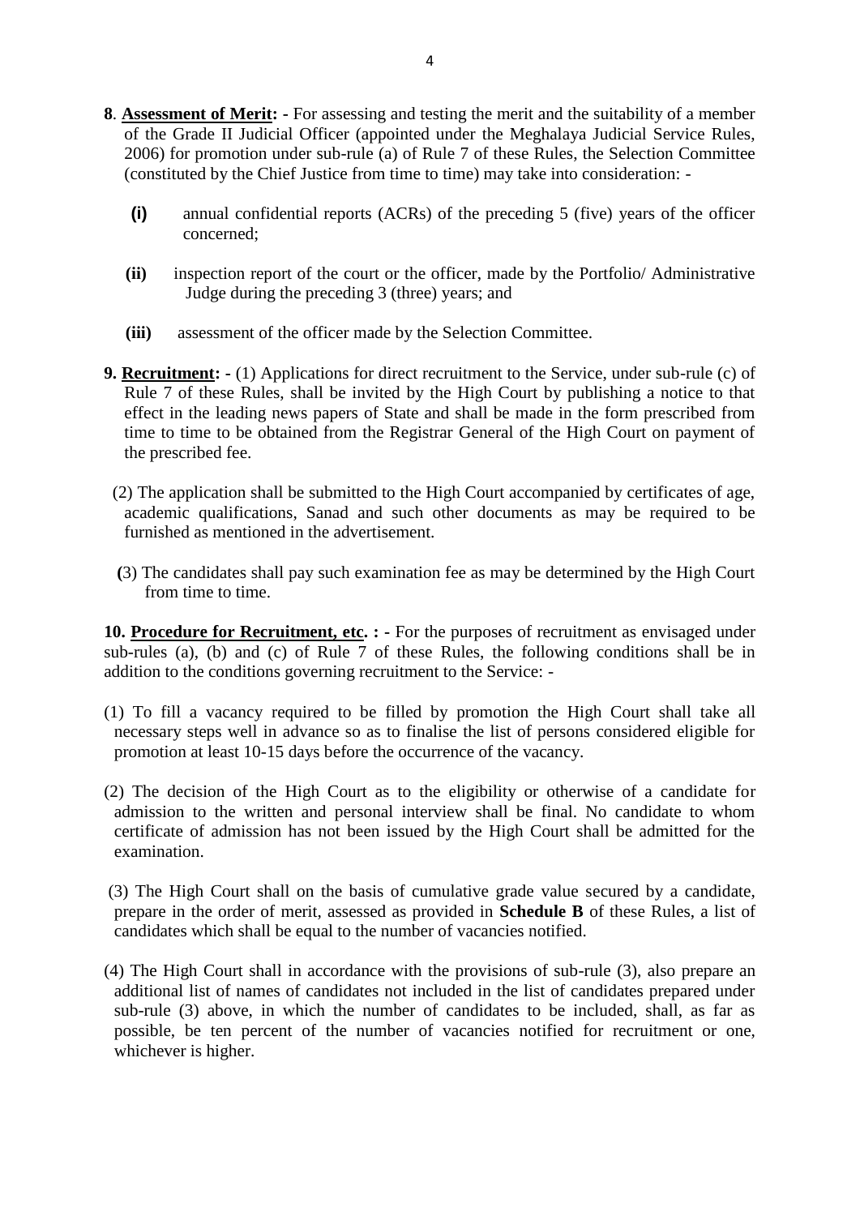**8**. **Assessment of Merit: -** For assessing and testing the merit and the suitability of a member of the Grade II Judicial Officer (appointed under the Meghalaya Judicial Service Rules, 2006) for promotion under sub-rule (a) of Rule 7 of these Rules, the Selection Committee (constituted by the Chief Justice from time to time) may take into consideration: -

**(i)** annual confidential reports (ACRs) of the preceding 5 (five) years of the officer concerned;

**(ii)** inspection report of the court or the officer, made by the Portfolio/ Administrative Judge during the preceding 3 (three) years; and

**(iii)** assessment of the officer made by the Selection Committee.

**9. Recruitment: -** (1) Applications for direct recruitment to the Service, under sub-rule (c) of Rule 7 of these Rules, shall be invited by the High Court by publishing a notice to that effect in the leading news papers of State and shall be made in the form prescribed from time to time to be obtained from the Registrar General of the High Court on payment of the prescribed fee.

(2) The application shall be submitted to the High Court accompanied by certificates of age, academic qualifications, Sanad and such other documents as may be required to be furnished as mentioned in the advertisement.

**(**3) The candidates shall pay such examination fee as may be determined by the High Court from time to time.

**10. Procedure for Recruitment, etc. : -** For the purposes of recruitment as envisaged under sub-rules (a), (b) and (c) of Rule 7 of these Rules, the following conditions shall be in addition to the conditions governing recruitment to the Service: -

(1) To fill a vacancy required to be filled by promotion the High Court shall take all necessary steps well in advance so as to finalise the list of persons considered eligible for promotion at least 10-15 days before the occurrence of the vacancy.

(2) The decision of the High Court as to the eligibility or otherwise of a candidate for admission to the written and personal interview shall be final. No candidate to whom certificate of admission has not been issued by the High Court shall be admitted for the examination.

(3) The High Court shall on the basis of cumulative grade value secured by a candidate, prepare in the order of merit, assessed as provided in **Schedule B** of these Rules, a list of candidates which shall be equal to the number of vacancies notified.

(4) The High Court shall in accordance with the provisions of sub-rule (3), also prepare an additional list of names of candidates not included in the list of candidates prepared under sub-rule (3) above, in which the number of candidates to be included, shall, as far as possible, be ten percent of the number of vacancies notified for recruitment or one, whichever is higher.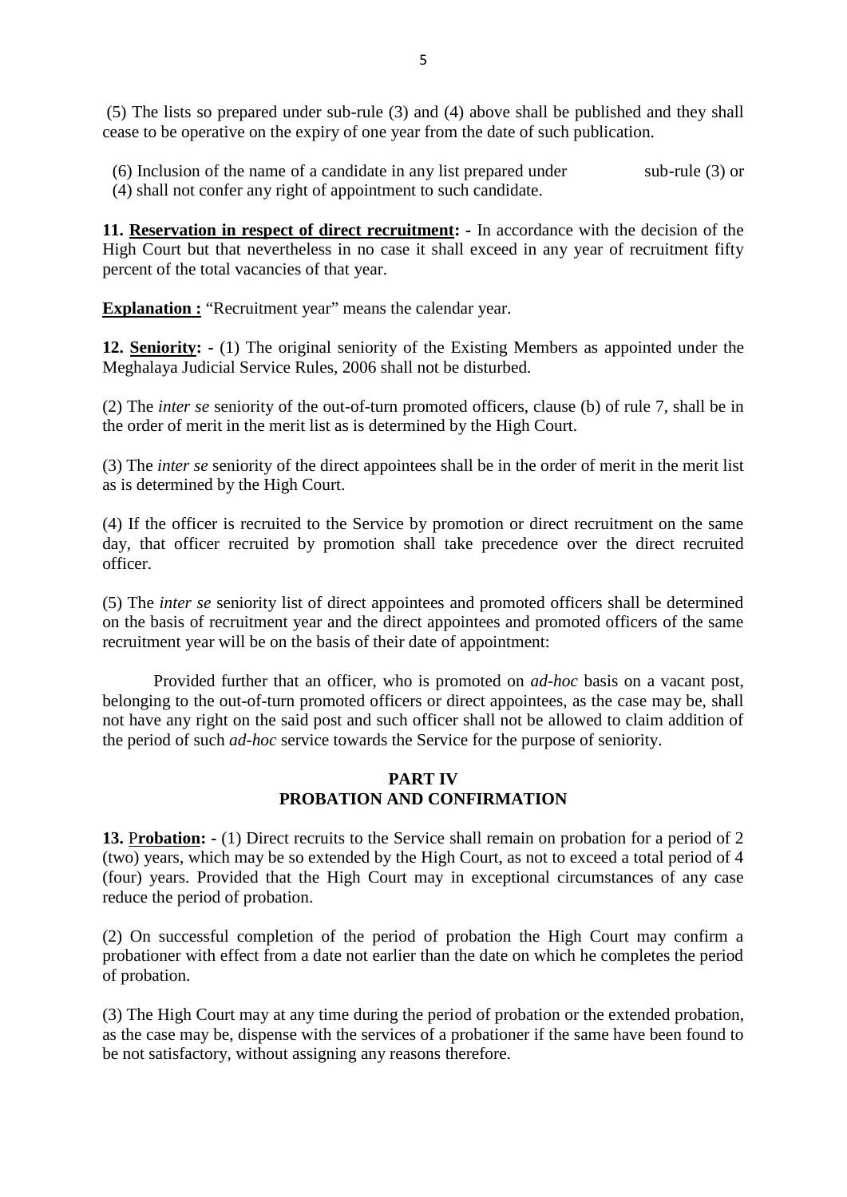(5) The lists so prepared under sub-rule (3) and (4) above shall be published and they shall cease to be operative on the expiry of one year from the date of such publication.

(6) Inclusion of the name of a candidate in any list prepared under sub-rule (3) or (4) shall not confer any right of appointment to such candidate.

**11. Reservation in respect of direct recruitment: -** In accordance with the decision of the High Court but that nevertheless in no case it shall exceed in any year of recruitment fifty percent of the total vacancies of that year.

**Explanation :** "Recruitment year" means the calendar year.

**12. Seniority: -** (1) The original seniority of the Existing Members as appointed under the Meghalaya Judicial Service Rules, 2006 shall not be disturbed.

(2) The *inter se* seniority of the out-of-turn promoted officers, clause (b) of rule 7, shall be in the order of merit in the merit list as is determined by the High Court.

(3) The *inter se* seniority of the direct appointees shall be in the order of merit in the merit list as is determined by the High Court.

(4) If the officer is recruited to the Service by promotion or direct recruitment on the same day, that officer recruited by promotion shall take precedence over the direct recruited officer.

(5) The *inter se* seniority list of direct appointees and promoted officers shall be determined on the basis of recruitment year and the direct appointees and promoted officers of the same recruitment year will be on the basis of their date of appointment:

Provided further that an officer, who is promoted on *ad-hoc* basis on a vacant post, belonging to the out-of-turn promoted officers or direct appointees, as the case may be, shall not have any right on the said post and such officer shall not be allowed to claim addition of the period of such *ad-hoc* service towards the Service for the purpose of seniority.

## PART IV
## PROBATION AND CONFIRMATION

**13. Probation: -** (1) Direct recruits to the Service shall remain on probation for a period of 2 (two) years, which may be so extended by the High Court, as not to exceed a total period of 4 (four) years. Provided that the High Court may in exceptional circumstances of any case reduce the period of probation.

(2) On successful completion of the period of probation the High Court may confirm a probationer with effect from a date not earlier than the date on which he completes the period of probation.

(3) The High Court may at any time during the period of probation or the extended probation, as the case may be, dispense with the services of a probationer if the same have been found to be not satisfactory, without assigning any reasons therefore.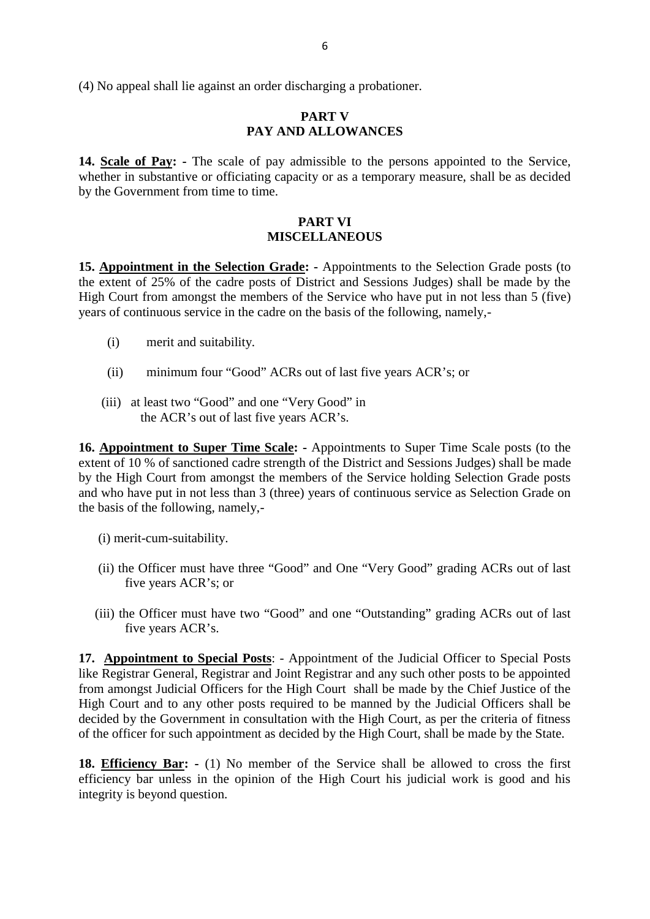(4) No appeal shall lie against an order discharging a probationer.

## PART V
## PAY AND ALLOWANCES

**14. <u>Scale of Pay</u>: -** The scale of pay admissible to the persons appointed to the Service, whether in substantive or officiating capacity or as a temporary measure, shall be as decided by the Government from time to time.

## PART VI
## MISCELLANEOUS

**15. <u>Appointment in the Selection Grade</u>: -** Appointments to the Selection Grade posts (to the extent of 25% of the cadre posts of District and Sessions Judges) shall be made by the High Court from amongst the members of the Service who have put in not less than 5 (five) years of continuous service in the cadre on the basis of the following, namely,-

(i) merit and suitability.

(ii) minimum four "Good" ACRs out of last five years ACR's; or

(iii) at least two "Good" and one "Very Good" in the ACR's out of last five years ACR's.

**16. <u>Appointment to Super Time Scale</u>: -** Appointments to Super Time Scale posts (to the extent of 10 % of sanctioned cadre strength of the District and Sessions Judges) shall be made by the High Court from amongst the members of the Service holding Selection Grade posts and who have put in not less than 3 (three) years of continuous service as Selection Grade on the basis of the following, namely,-

(i) merit-cum-suitability.

(ii) the Officer must have three "Good" and One "Very Good" grading ACRs out of last five years ACR's; or

(iii) the Officer must have two "Good" and one "Outstanding" grading ACRs out of last five years ACR's.

**17. <u>Appointment to Special Posts</u>**: - Appointment of the Judicial Officer to Special Posts like Registrar General, Registrar and Joint Registrar and any such other posts to be appointed from amongst Judicial Officers for the High Court shall be made by the Chief Justice of the High Court and to any other posts required to be manned by the Judicial Officers shall be decided by the Government in consultation with the High Court, as per the criteria of fitness of the officer for such appointment as decided by the High Court, shall be made by the State.

**18. <u>Efficiency Bar</u>: -** (1) No member of the Service shall be allowed to cross the first efficiency bar unless in the opinion of the High Court his judicial work is good and his integrity is beyond question.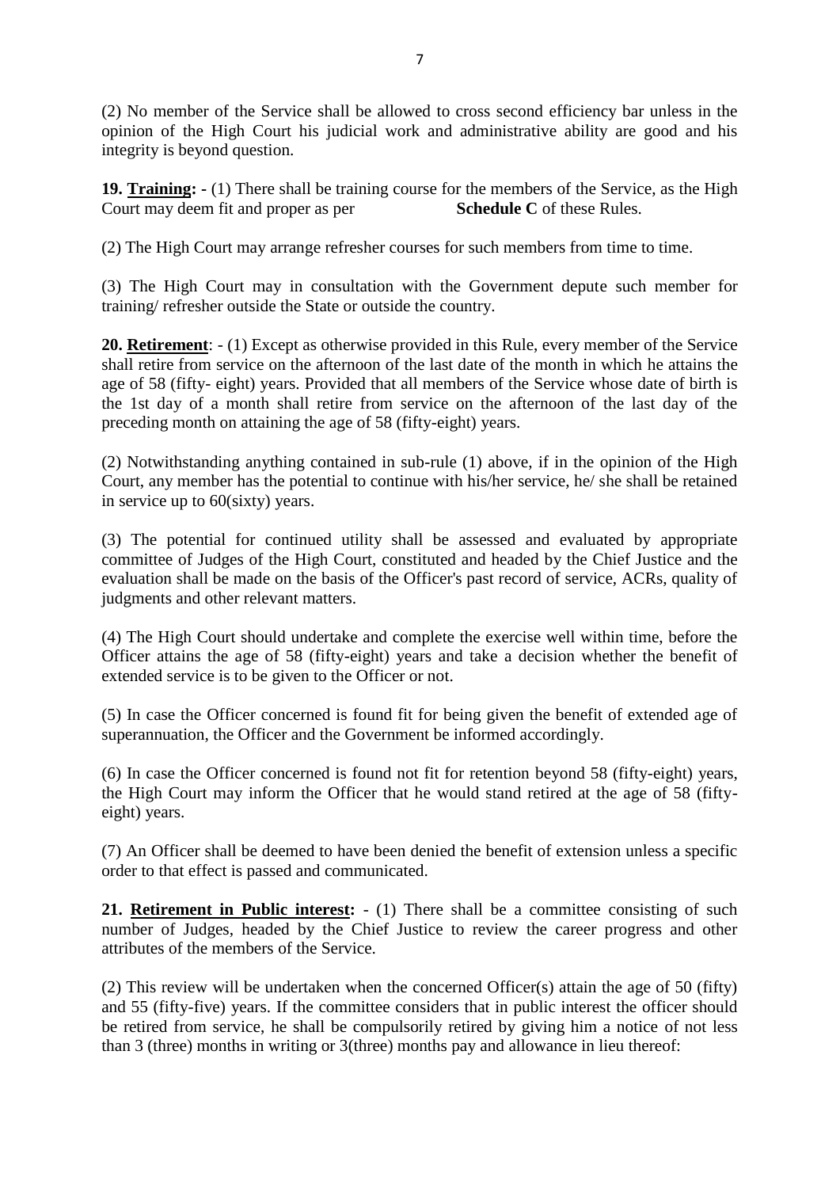(2) No member of the Service shall be allowed to cross second efficiency bar unless in the opinion of the High Court his judicial work and administrative ability are good and his integrity is beyond question.

**19. Training: -** (1) There shall be training course for the members of the Service, as the High Court may deem fit and proper as per **Schedule C** of these Rules.

(2) The High Court may arrange refresher courses for such members from time to time.

(3) The High Court may in consultation with the Government depute such member for training/ refresher outside the State or outside the country.

**20. Retirement**: - (1) Except as otherwise provided in this Rule, every member of the Service shall retire from service on the afternoon of the last date of the month in which he attains the age of 58 (fifty- eight) years. Provided that all members of the Service whose date of birth is the 1st day of a month shall retire from service on the afternoon of the last day of the preceding month on attaining the age of 58 (fifty-eight) years.

(2) Notwithstanding anything contained in sub-rule (1) above, if in the opinion of the High Court, any member has the potential to continue with his/her service, he/ she shall be retained in service up to 60(sixty) years.

(3) The potential for continued utility shall be assessed and evaluated by appropriate committee of Judges of the High Court, constituted and headed by the Chief Justice and the evaluation shall be made on the basis of the Officer's past record of service, ACRs, quality of judgments and other relevant matters.

(4) The High Court should undertake and complete the exercise well within time, before the Officer attains the age of 58 (fifty-eight) years and take a decision whether the benefit of extended service is to be given to the Officer or not.

(5) In case the Officer concerned is found fit for being given the benefit of extended age of superannuation, the Officer and the Government be informed accordingly.

(6) In case the Officer concerned is found not fit for retention beyond 58 (fifty-eight) years, the High Court may inform the Officer that he would stand retired at the age of 58 (fifty-eight) years.

(7) An Officer shall be deemed to have been denied the benefit of extension unless a specific order to that effect is passed and communicated.

**21. Retirement in Public interest:** - (1) There shall be a committee consisting of such number of Judges, headed by the Chief Justice to review the career progress and other attributes of the members of the Service.

(2) This review will be undertaken when the concerned Officer(s) attain the age of 50 (fifty) and 55 (fifty-five) years. If the committee considers that in public interest the officer should be retired from service, he shall be compulsorily retired by giving him a notice of not less than 3 (three) months in writing or 3(three) months pay and allowance in lieu thereof: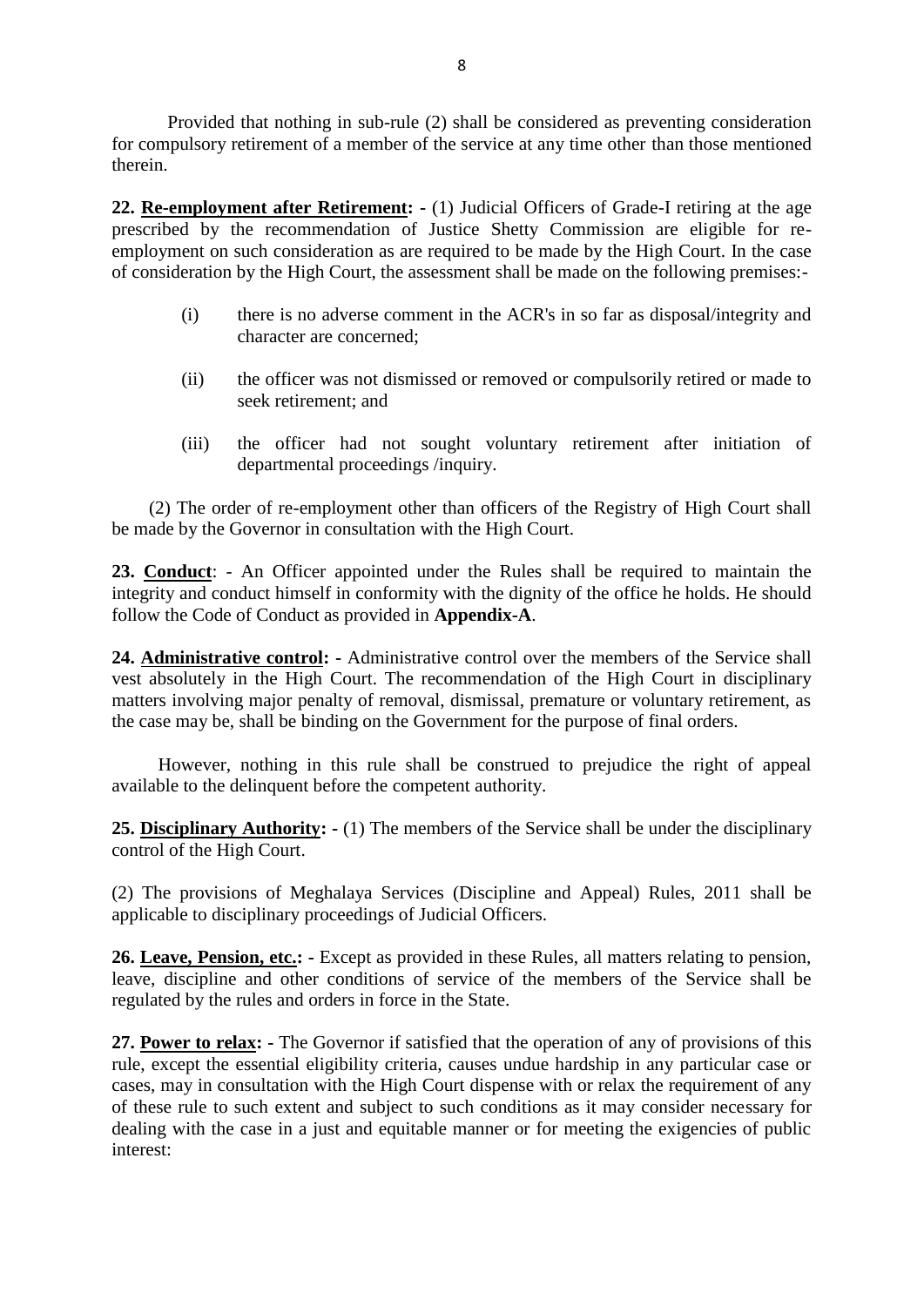Provided that nothing in sub-rule (2) shall be considered as preventing consideration for compulsory retirement of a member of the service at any time other than those mentioned therein.

**22. Re-employment after Retirement: -** (1) Judicial Officers of Grade-I retiring at the age prescribed by the recommendation of Justice Shetty Commission are eligible for re-employment on such consideration as are required to be made by the High Court. In the case of consideration by the High Court, the assessment shall be made on the following premises:-

- (i) there is no adverse comment in the ACR's in so far as disposal/integrity and character are concerned;
- (ii) the officer was not dismissed or removed or compulsorily retired or made to seek retirement; and
- (iii) the officer had not sought voluntary retirement after initiation of departmental proceedings /inquiry.

(2) The order of re-employment other than officers of the Registry of High Court shall be made by the Governor in consultation with the High Court.

**23. Conduct**: - An Officer appointed under the Rules shall be required to maintain the integrity and conduct himself in conformity with the dignity of the office he holds. He should follow the Code of Conduct as provided in **Appendix-A**.

**24. Administrative control: -** Administrative control over the members of the Service shall vest absolutely in the High Court. The recommendation of the High Court in disciplinary matters involving major penalty of removal, dismissal, premature or voluntary retirement, as the case may be, shall be binding on the Government for the purpose of final orders.

However, nothing in this rule shall be construed to prejudice the right of appeal available to the delinquent before the competent authority.

**25. Disciplinary Authority: -** (1) The members of the Service shall be under the disciplinary control of the High Court.

(2) The provisions of Meghalaya Services (Discipline and Appeal) Rules, 2011 shall be applicable to disciplinary proceedings of Judicial Officers.

**26. Leave, Pension, etc.: -** Except as provided in these Rules, all matters relating to pension, leave, discipline and other conditions of service of the members of the Service shall be regulated by the rules and orders in force in the State.

**27. Power to relax: -** The Governor if satisfied that the operation of any of provisions of this rule, except the essential eligibility criteria, causes undue hardship in any particular case or cases, may in consultation with the High Court dispense with or relax the requirement of any of these rule to such extent and subject to such conditions as it may consider necessary for dealing with the case in a just and equitable manner or for meeting the exigencies of public interest: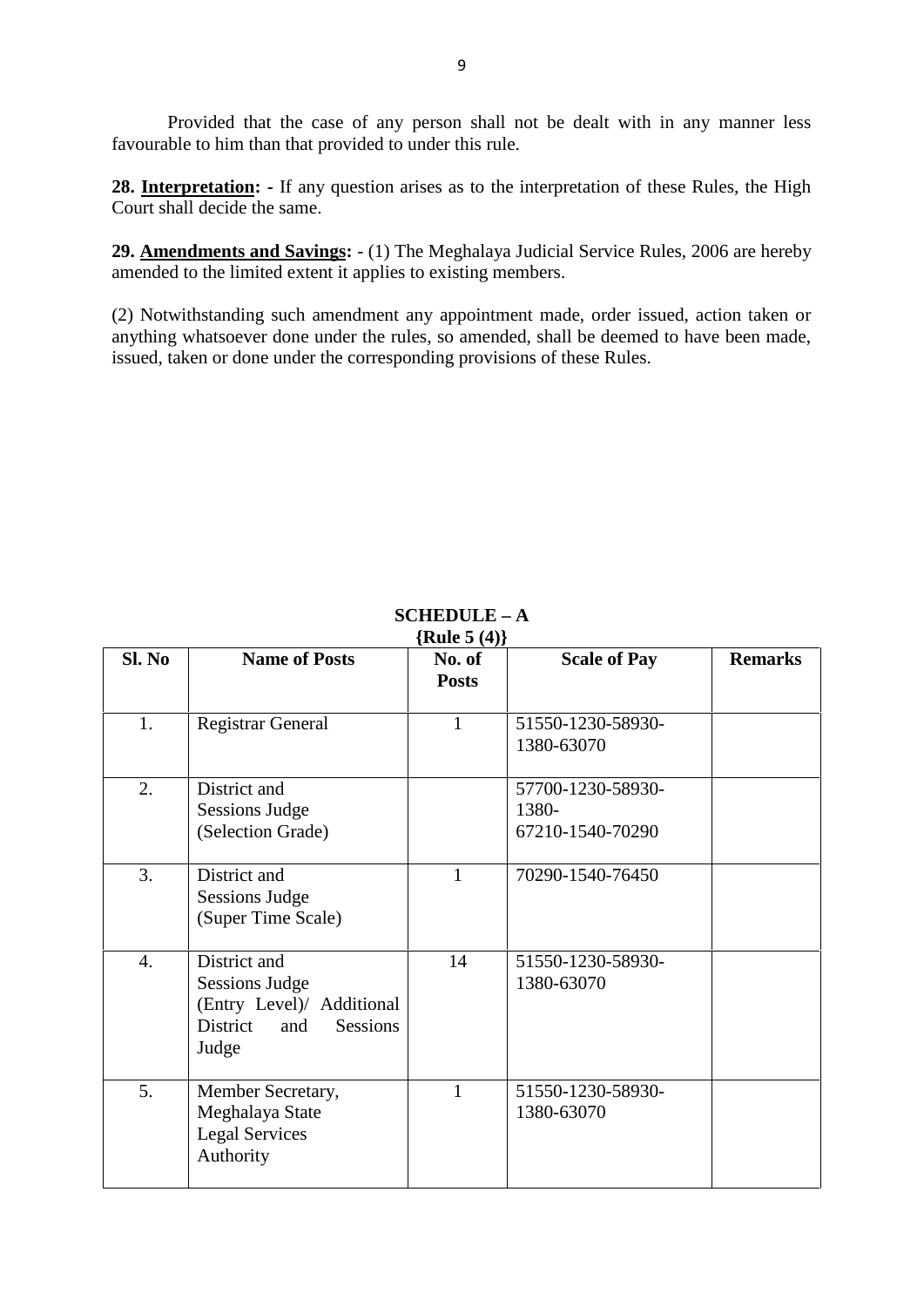Provided that the case of any person shall not be dealt with in any manner less favourable to him than that provided to under this rule.

**28. <u>Interpretation</u>: -** If any question arises as to the interpretation of these Rules, the High Court shall decide the same.

**29. <u>Amendments and Savings</u>:** - (1) The Meghalaya Judicial Service Rules, 2006 are hereby amended to the limited extent it applies to existing members.

(2) Notwithstanding such amendment any appointment made, order issued, action taken or anything whatsoever done under the rules, so amended, shall be deemed to have been made, issued, taken or done under the corresponding provisions of these Rules.

**SCHEDULE – A**
**{Rule 5 (4)}**

| Sl. No | Name of Posts | No. of Posts | Scale of Pay | Remarks |
|---|---|---|---|---|
| 1. | Registrar General | 1 | 51550-1230-58930-1380-63070 | |
| 2. | District and Sessions Judge (Selection Grade) | | 57700-1230-58930-1380-67210-1540-70290 | |
| 3. | District and Sessions Judge (Super Time Scale) | 1 | 70290-1540-76450 | |
| 4. | District and Sessions Judge (Entry Level)/ Additional District and Sessions Judge | 14 | 51550-1230-58930-1380-63070 | |
| 5. | Member Secretary, Meghalaya State Legal Services Authority | 1 | 51550-1230-58930-1380-63070 | |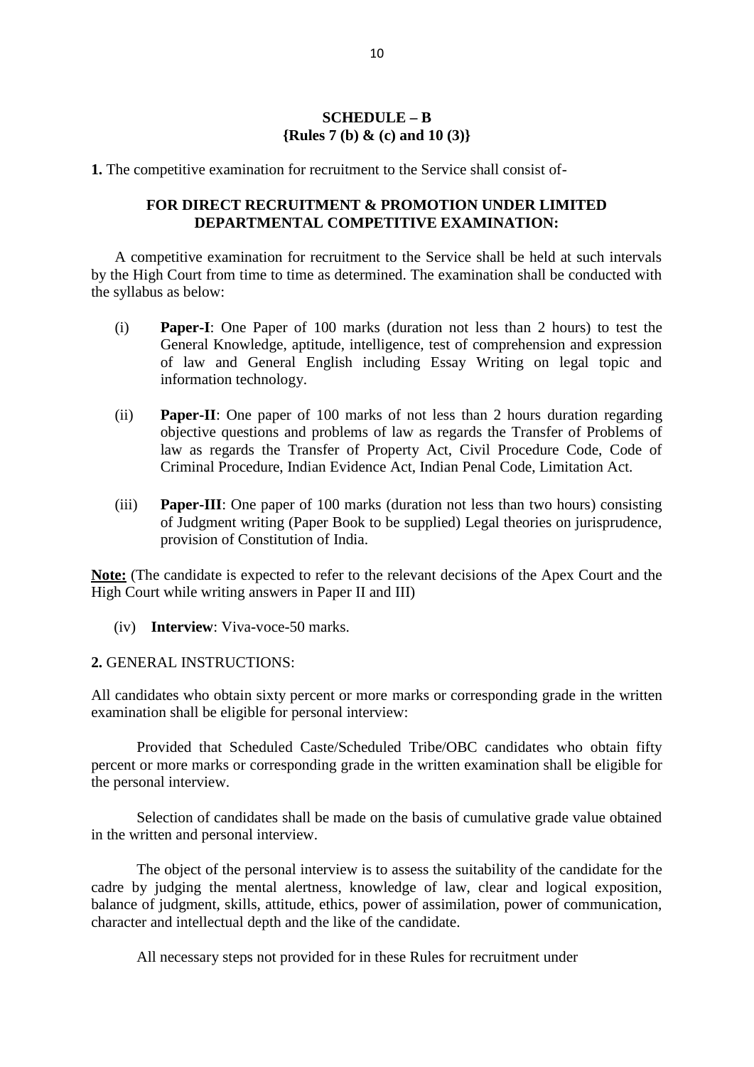## SCHEDULE – B
### {Rules 7 (b) & (c) and 10 (3)}

**1.** The competitive examination for recruitment to the Service shall consist of-

### FOR DIRECT RECRUITMENT & PROMOTION UNDER LIMITED DEPARTMENTAL COMPETITIVE EXAMINATION:

A competitive examination for recruitment to the Service shall be held at such intervals by the High Court from time to time as determined. The examination shall be conducted with the syllabus as below:

(i) **Paper-I**: One Paper of 100 marks (duration not less than 2 hours) to test the General Knowledge, aptitude, intelligence, test of comprehension and expression of law and General English including Essay Writing on legal topic and information technology.

(ii) **Paper-II**: One paper of 100 marks of not less than 2 hours duration regarding objective questions and problems of law as regards the Transfer of Problems of law as regards the Transfer of Property Act, Civil Procedure Code, Code of Criminal Procedure, Indian Evidence Act, Indian Penal Code, Limitation Act.

(iii) **Paper-III**: One paper of 100 marks (duration not less than two hours) consisting of Judgment writing (Paper Book to be supplied) Legal theories on jurisprudence, provision of Constitution of India.

**Note:** (The candidate is expected to refer to the relevant decisions of the Apex Court and the High Court while writing answers in Paper II and III)

(iv) **Interview**: Viva-voce-50 marks.

**2.** GENERAL INSTRUCTIONS:

All candidates who obtain sixty percent or more marks or corresponding grade in the written examination shall be eligible for personal interview:

Provided that Scheduled Caste/Scheduled Tribe/OBC candidates who obtain fifty percent or more marks or corresponding grade in the written examination shall be eligible for the personal interview.

Selection of candidates shall be made on the basis of cumulative grade value obtained in the written and personal interview.

The object of the personal interview is to assess the suitability of the candidate for the cadre by judging the mental alertness, knowledge of law, clear and logical exposition, balance of judgment, skills, attitude, ethics, power of assimilation, power of communication, character and intellectual depth and the like of the candidate.

All necessary steps not provided for in these Rules for recruitment under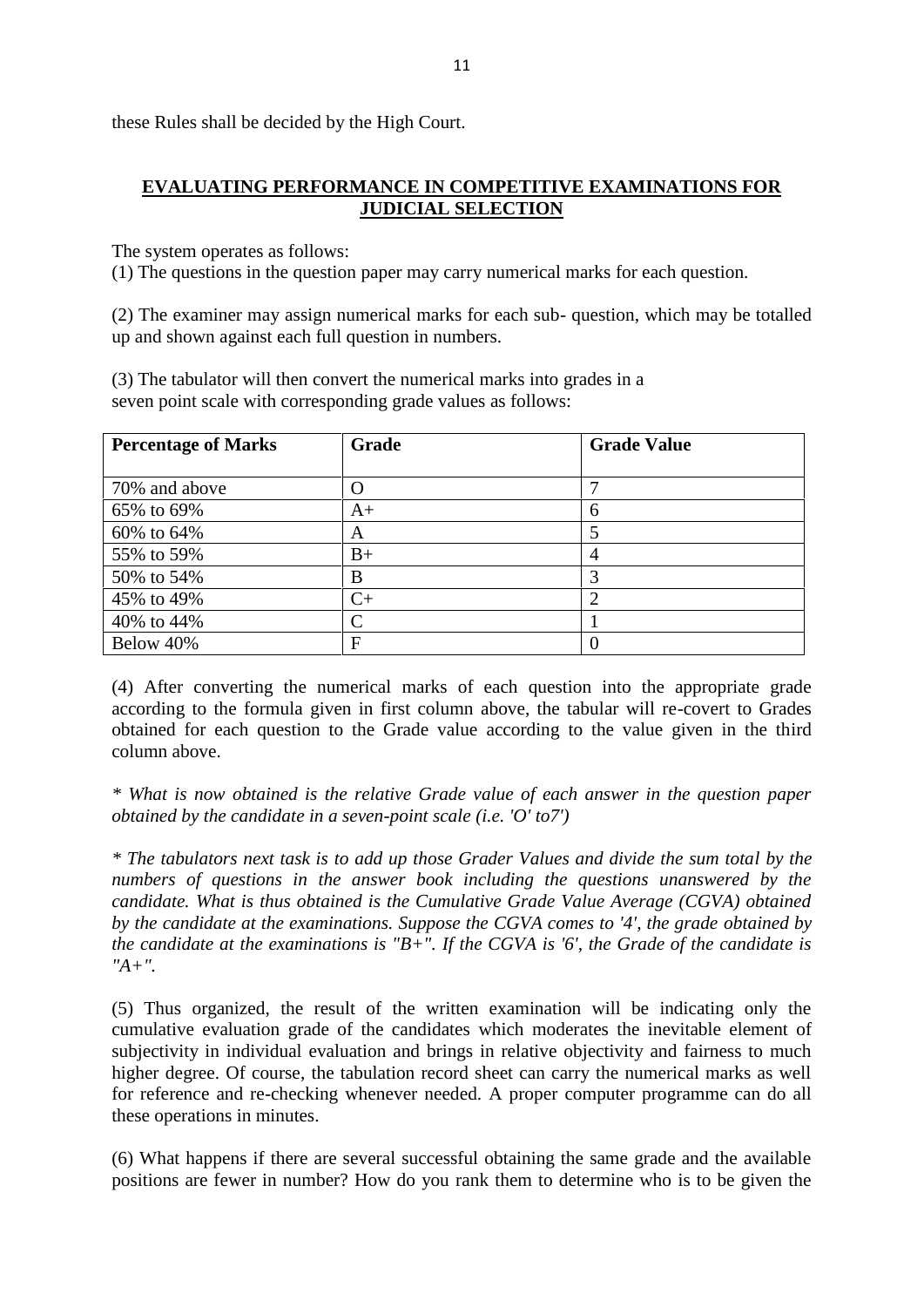these Rules shall be decided by the High Court.

## EVALUATING PERFORMANCE IN COMPETITIVE EXAMINATIONS FOR JUDICIAL SELECTION

The system operates as follows:
(1) The questions in the question paper may carry numerical marks for each question.

(2) The examiner may assign numerical marks for each sub- question, which may be totalled up and shown against each full question in numbers.

(3) The tabulator will then convert the numerical marks into grades in a seven point scale with corresponding grade values as follows:

| Percentage of Marks | Grade | Grade Value |
|---|---|---|
| 70% and above | O | 7 |
| 65% to 69% | A+ | 6 |
| 60% to 64% | A | 5 |
| 55% to 59% | B+ | 4 |
| 50% to 54% | B | 3 |
| 45% to 49% | C+ | 2 |
| 40% to 44% | C | 1 |
| Below 40% | F | 0 |

(4) After converting the numerical marks of each question into the appropriate grade according to the formula given in first column above, the tabular will re-covert to Grades obtained for each question to the Grade value according to the value given in the third column above.

*\* What is now obtained is the relative Grade value of each answer in the question paper obtained by the candidate in a seven-point scale (i.e. 'O' to7')*

*\* The tabulators next task is to add up those Grader Values and divide the sum total by the numbers of questions in the answer book including the questions unanswered by the candidate. What is thus obtained is the Cumulative Grade Value Average (CGVA) obtained by the candidate at the examinations. Suppose the CGVA comes to '4', the grade obtained by the candidate at the examinations is "B+". If the CGVA is '6', the Grade of the candidate is "A+".*

(5) Thus organized, the result of the written examination will be indicating only the cumulative evaluation grade of the candidates which moderates the inevitable element of subjectivity in individual evaluation and brings in relative objectivity and fairness to much higher degree. Of course, the tabulation record sheet can carry the numerical marks as well for reference and re-checking whenever needed. A proper computer programme can do all these operations in minutes.

(6) What happens if there are several successful obtaining the same grade and the available positions are fewer in number? How do you rank them to determine who is to be given the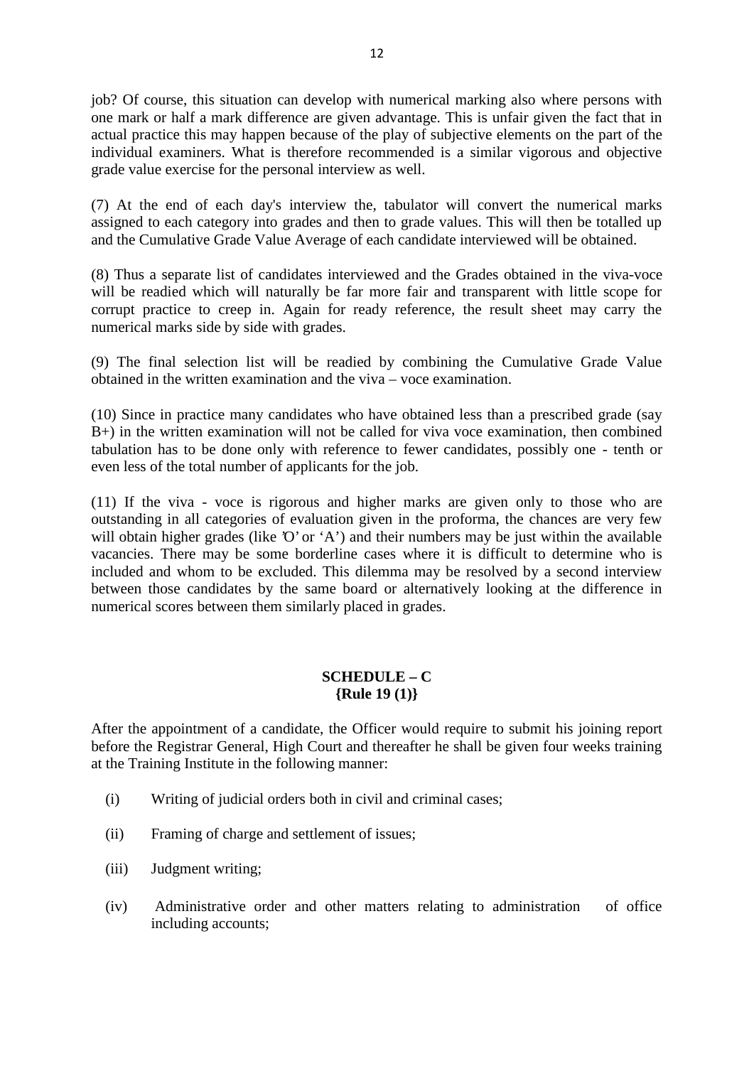job? Of course, this situation can develop with numerical marking also where persons with one mark or half a mark difference are given advantage. This is unfair given the fact that in actual practice this may happen because of the play of subjective elements on the part of the individual examiners. What is therefore recommended is a similar vigorous and objective grade value exercise for the personal interview as well.

(7) At the end of each day's interview the, tabulator will convert the numerical marks assigned to each category into grades and then to grade values. This will then be totalled up and the Cumulative Grade Value Average of each candidate interviewed will be obtained.

(8) Thus a separate list of candidates interviewed and the Grades obtained in the viva-voce will be readied which will naturally be far more fair and transparent with little scope for corrupt practice to creep in. Again for ready reference, the result sheet may carry the numerical marks side by side with grades.

(9) The final selection list will be readied by combining the Cumulative Grade Value obtained in the written examination and the viva – voce examination.

(10) Since in practice many candidates who have obtained less than a prescribed grade (say B+) in the written examination will not be called for viva voce examination, then combined tabulation has to be done only with reference to fewer candidates, possibly one - tenth or even less of the total number of applicants for the job.

(11) If the viva - voce is rigorous and higher marks are given only to those who are outstanding in all categories of evaluation given in the proforma, the chances are very few will obtain higher grades (like 'O' or 'A') and their numbers may be just within the available vacancies. There may be some borderline cases where it is difficult to determine who is included and whom to be excluded. This dilemma may be resolved by a second interview between those candidates by the same board or alternatively looking at the difference in numerical scores between them similarly placed in grades.

## SCHEDULE – C
**{Rule 19 (1)}**

After the appointment of a candidate, the Officer would require to submit his joining report before the Registrar General, High Court and thereafter he shall be given four weeks training at the Training Institute in the following manner:

(i) Writing of judicial orders both in civil and criminal cases;

(ii) Framing of charge and settlement of issues;

(iii) Judgment writing;

(iv) Administrative order and other matters relating to administration of office including accounts;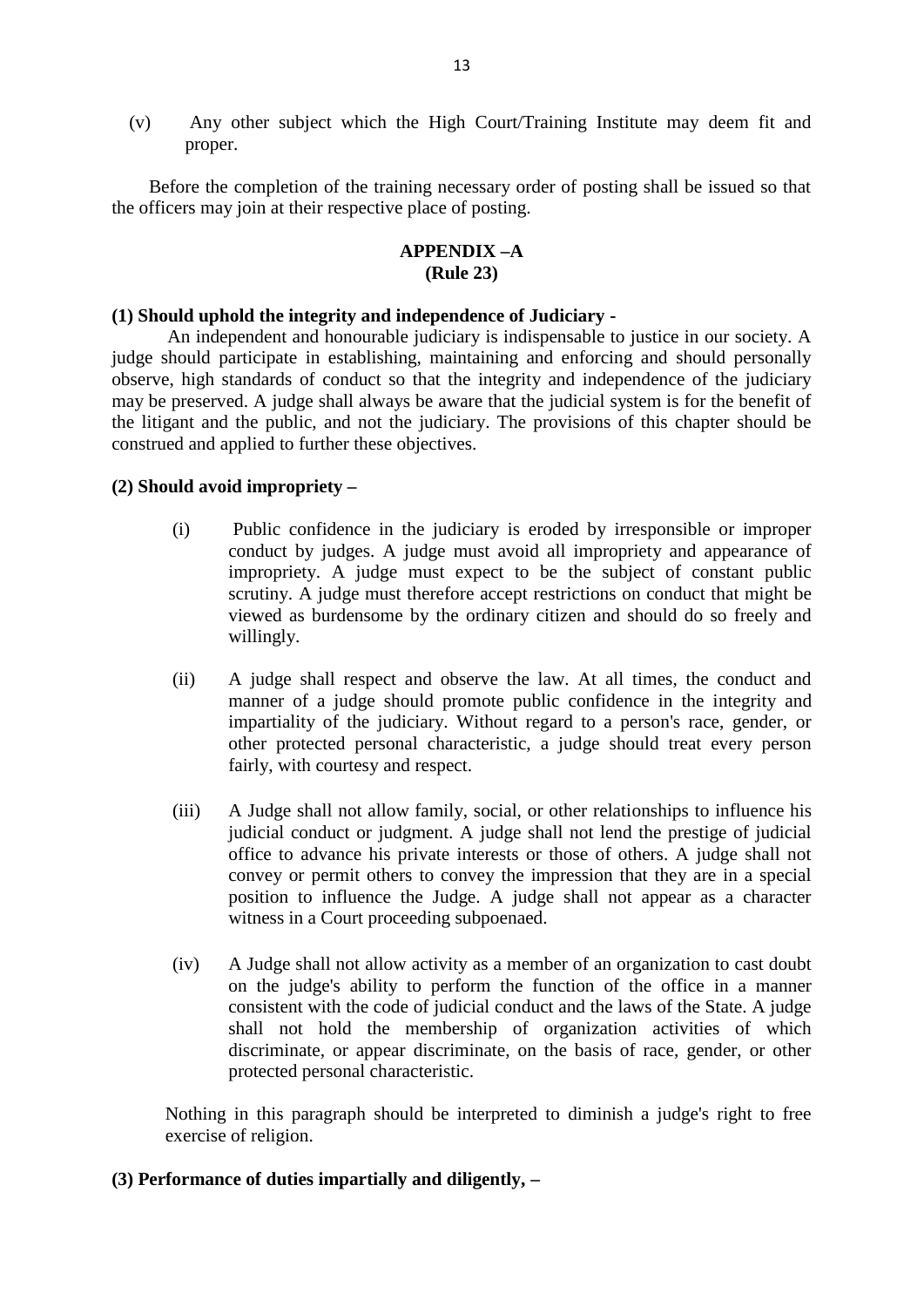(v) Any other subject which the High Court/Training Institute may deem fit and proper.

Before the completion of the training necessary order of posting shall be issued so that the officers may join at their respective place of posting.

## APPENDIX –A
## (Rule 23)

**(1) Should uphold the integrity and independence of Judiciary -**

An independent and honourable judiciary is indispensable to justice in our society. A judge should participate in establishing, maintaining and enforcing and should personally observe, high standards of conduct so that the integrity and independence of the judiciary may be preserved. A judge shall always be aware that the judicial system is for the benefit of the litigant and the public, and not the judiciary. The provisions of this chapter should be construed and applied to further these objectives.

**(2) Should avoid impropriety –**

(i) Public confidence in the judiciary is eroded by irresponsible or improper conduct by judges. A judge must avoid all impropriety and appearance of impropriety. A judge must expect to be the subject of constant public scrutiny. A judge must therefore accept restrictions on conduct that might be viewed as burdensome by the ordinary citizen and should do so freely and willingly.

(ii) A judge shall respect and observe the law. At all times, the conduct and manner of a judge should promote public confidence in the integrity and impartiality of the judiciary. Without regard to a person's race, gender, or other protected personal characteristic, a judge should treat every person fairly, with courtesy and respect.

(iii) A Judge shall not allow family, social, or other relationships to influence his judicial conduct or judgment. A judge shall not lend the prestige of judicial office to advance his private interests or those of others. A judge shall not convey or permit others to convey the impression that they are in a special position to influence the Judge. A judge shall not appear as a character witness in a Court proceeding subpoenaed.

(iv) A Judge shall not allow activity as a member of an organization to cast doubt on the judge's ability to perform the function of the office in a manner consistent with the code of judicial conduct and the laws of the State. A judge shall not hold the membership of organization activities of which discriminate, or appear discriminate, on the basis of race, gender, or other protected personal characteristic.

Nothing in this paragraph should be interpreted to diminish a judge's right to free exercise of religion.

**(3) Performance of duties impartially and diligently, –**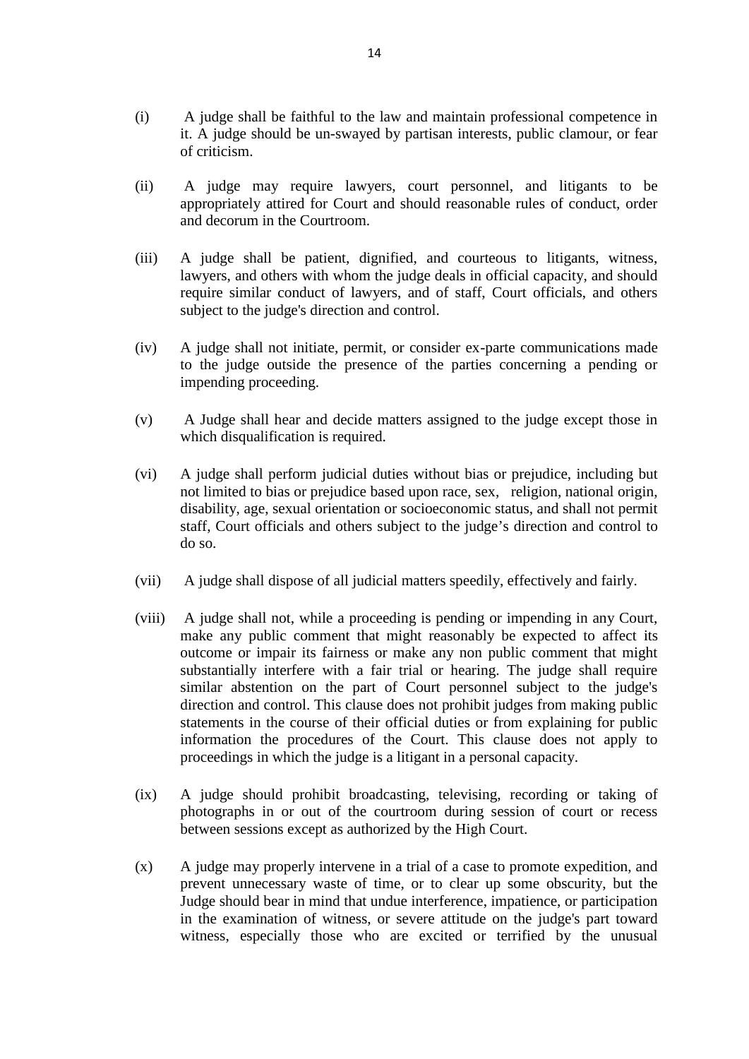(i) A judge shall be faithful to the law and maintain professional competence in it. A judge should be un-swayed by partisan interests, public clamour, or fear of criticism.

(ii) A judge may require lawyers, court personnel, and litigants to be appropriately attired for Court and should reasonable rules of conduct, order and decorum in the Courtroom.

(iii) A judge shall be patient, dignified, and courteous to litigants, witness, lawyers, and others with whom the judge deals in official capacity, and should require similar conduct of lawyers, and of staff, Court officials, and others subject to the judge's direction and control.

(iv) A judge shall not initiate, permit, or consider ex-parte communications made to the judge outside the presence of the parties concerning a pending or impending proceeding.

(v) A Judge shall hear and decide matters assigned to the judge except those in which disqualification is required.

(vi) A judge shall perform judicial duties without bias or prejudice, including but not limited to bias or prejudice based upon race, sex, religion, national origin, disability, age, sexual orientation or socioeconomic status, and shall not permit staff, Court officials and others subject to the judge's direction and control to do so.

(vii) A judge shall dispose of all judicial matters speedily, effectively and fairly.

(viii) A judge shall not, while a proceeding is pending or impending in any Court, make any public comment that might reasonably be expected to affect its outcome or impair its fairness or make any non public comment that might substantially interfere with a fair trial or hearing. The judge shall require similar abstention on the part of Court personnel subject to the judge's direction and control. This clause does not prohibit judges from making public statements in the course of their official duties or from explaining for public information the procedures of the Court. This clause does not apply to proceedings in which the judge is a litigant in a personal capacity.

(ix) A judge should prohibit broadcasting, televising, recording or taking of photographs in or out of the courtroom during session of court or recess between sessions except as authorized by the High Court.

(x) A judge may properly intervene in a trial of a case to promote expedition, and prevent unnecessary waste of time, or to clear up some obscurity, but the Judge should bear in mind that undue interference, impatience, or participation in the examination of witness, or severe attitude on the judge's part toward witness, especially those who are excited or terrified by the unusual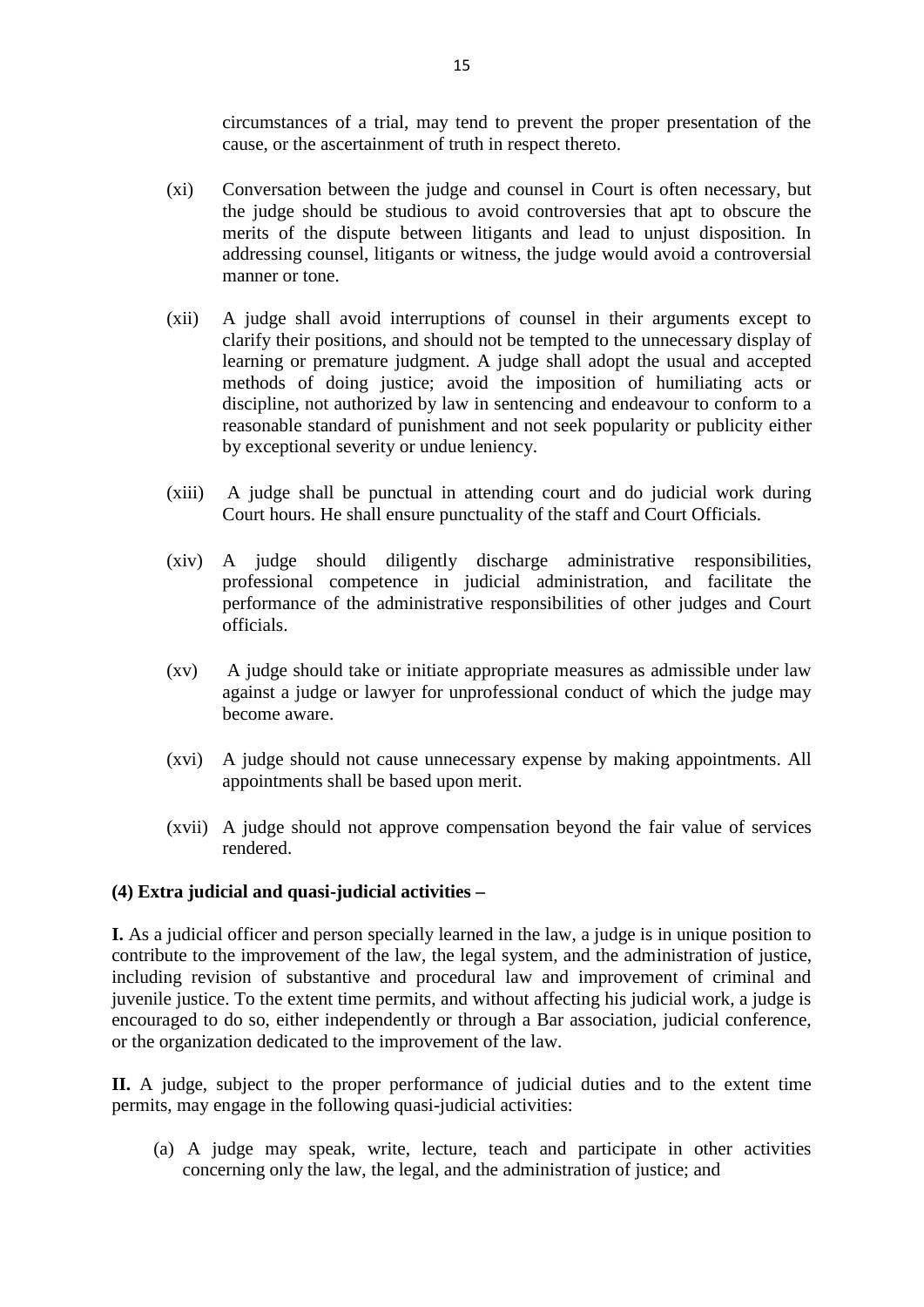circumstances of a trial, may tend to prevent the proper presentation of the cause, or the ascertainment of truth in respect thereto.

(xi) Conversation between the judge and counsel in Court is often necessary, but the judge should be studious to avoid controversies that apt to obscure the merits of the dispute between litigants and lead to unjust disposition. In addressing counsel, litigants or witness, the judge would avoid a controversial manner or tone.

(xii) A judge shall avoid interruptions of counsel in their arguments except to clarify their positions, and should not be tempted to the unnecessary display of learning or premature judgment. A judge shall adopt the usual and accepted methods of doing justice; avoid the imposition of humiliating acts or discipline, not authorized by law in sentencing and endeavour to conform to a reasonable standard of punishment and not seek popularity or publicity either by exceptional severity or undue leniency.

(xiii) A judge shall be punctual in attending court and do judicial work during Court hours. He shall ensure punctuality of the staff and Court Officials.

(xiv) A judge should diligently discharge administrative responsibilities, professional competence in judicial administration, and facilitate the performance of the administrative responsibilities of other judges and Court officials.

(xv) A judge should take or initiate appropriate measures as admissible under law against a judge or lawyer for unprofessional conduct of which the judge may become aware.

(xvi) A judge should not cause unnecessary expense by making appointments. All appointments shall be based upon merit.

(xvii) A judge should not approve compensation beyond the fair value of services rendered.

**(4) Extra judicial and quasi-judicial activities –**

**I.** As a judicial officer and person specially learned in the law, a judge is in unique position to contribute to the improvement of the law, the legal system, and the administration of justice, including revision of substantive and procedural law and improvement of criminal and juvenile justice. To the extent time permits, and without affecting his judicial work, a judge is encouraged to do so, either independently or through a Bar association, judicial conference, or the organization dedicated to the improvement of the law.

**II.** A judge, subject to the proper performance of judicial duties and to the extent time permits, may engage in the following quasi-judicial activities:

(a) A judge may speak, write, lecture, teach and participate in other activities concerning only the law, the legal, and the administration of justice; and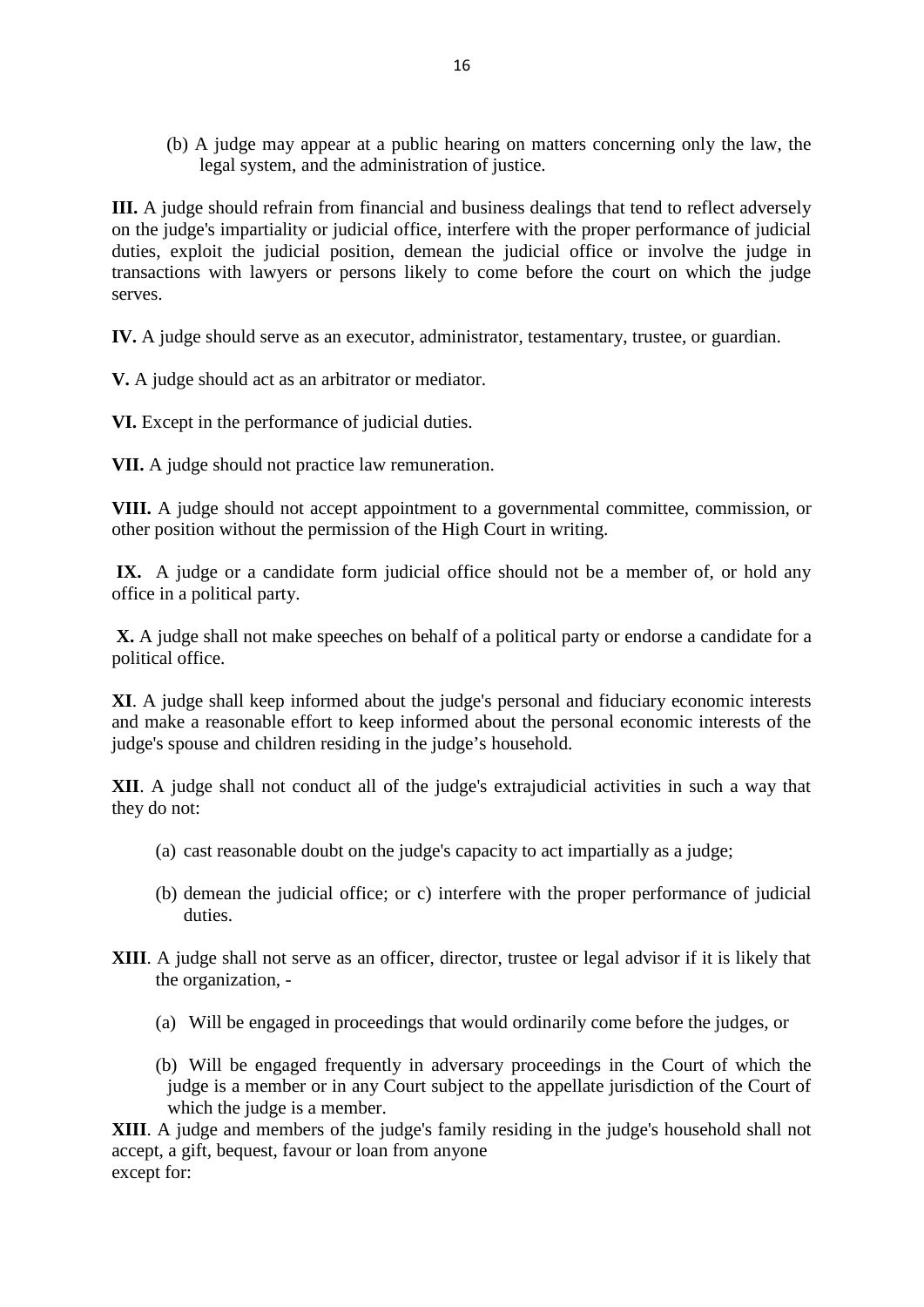(b) A judge may appear at a public hearing on matters concerning only the law, the legal system, and the administration of justice.

**III.** A judge should refrain from financial and business dealings that tend to reflect adversely on the judge's impartiality or judicial office, interfere with the proper performance of judicial duties, exploit the judicial position, demean the judicial office or involve the judge in transactions with lawyers or persons likely to come before the court on which the judge serves.

**IV.** A judge should serve as an executor, administrator, testamentary, trustee, or guardian.

**V.** A judge should act as an arbitrator or mediator.

**VI.** Except in the performance of judicial duties.

**VII.** A judge should not practice law remuneration.

**VIII.** A judge should not accept appointment to a governmental committee, commission, or other position without the permission of the High Court in writing.

**IX.** A judge or a candidate form judicial office should not be a member of, or hold any office in a political party.

**X.** A judge shall not make speeches on behalf of a political party or endorse a candidate for a political office.

**XI**. A judge shall keep informed about the judge's personal and fiduciary economic interests and make a reasonable effort to keep informed about the personal economic interests of the judge's spouse and children residing in the judge's household.

**XII**. A judge shall not conduct all of the judge's extrajudicial activities in such a way that they do not:

(a) cast reasonable doubt on the judge's capacity to act impartially as a judge;

(b) demean the judicial office; or c) interfere with the proper performance of judicial duties.

**XIII**. A judge shall not serve as an officer, director, trustee or legal advisor if it is likely that the organization, -

(a) Will be engaged in proceedings that would ordinarily come before the judges, or

(b) Will be engaged frequently in adversary proceedings in the Court of which the judge is a member or in any Court subject to the appellate jurisdiction of the Court of which the judge is a member.

**XIII**. A judge and members of the judge's family residing in the judge's household shall not accept, a gift, bequest, favour or loan from anyone
except for: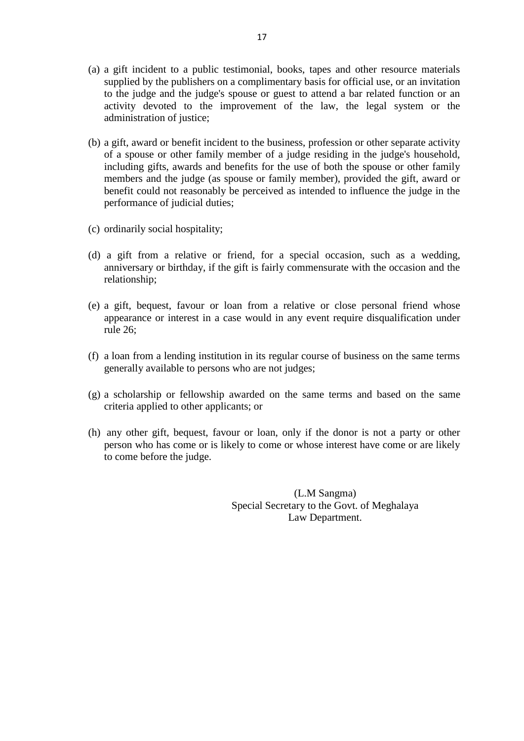(a) a gift incident to a public testimonial, books, tapes and other resource materials supplied by the publishers on a complimentary basis for official use, or an invitation to the judge and the judge's spouse or guest to attend a bar related function or an activity devoted to the improvement of the law, the legal system or the administration of justice;

(b) a gift, award or benefit incident to the business, profession or other separate activity of a spouse or other family member of a judge residing in the judge's household, including gifts, awards and benefits for the use of both the spouse or other family members and the judge (as spouse or family member), provided the gift, award or benefit could not reasonably be perceived as intended to influence the judge in the performance of judicial duties;

(c) ordinarily social hospitality;

(d) a gift from a relative or friend, for a special occasion, such as a wedding, anniversary or birthday, if the gift is fairly commensurate with the occasion and the relationship;

(e) a gift, bequest, favour or loan from a relative or close personal friend whose appearance or interest in a case would in any event require disqualification under rule 26;

(f) a loan from a lending institution in its regular course of business on the same terms generally available to persons who are not judges;

(g) a scholarship or fellowship awarded on the same terms and based on the same criteria applied to other applicants; or

(h) any other gift, bequest, favour or loan, only if the donor is not a party or other person who has come or is likely to come or whose interest have come or are likely to come before the judge.

(L.M Sangma)
Special Secretary to the Govt. of Meghalaya
Law Department.